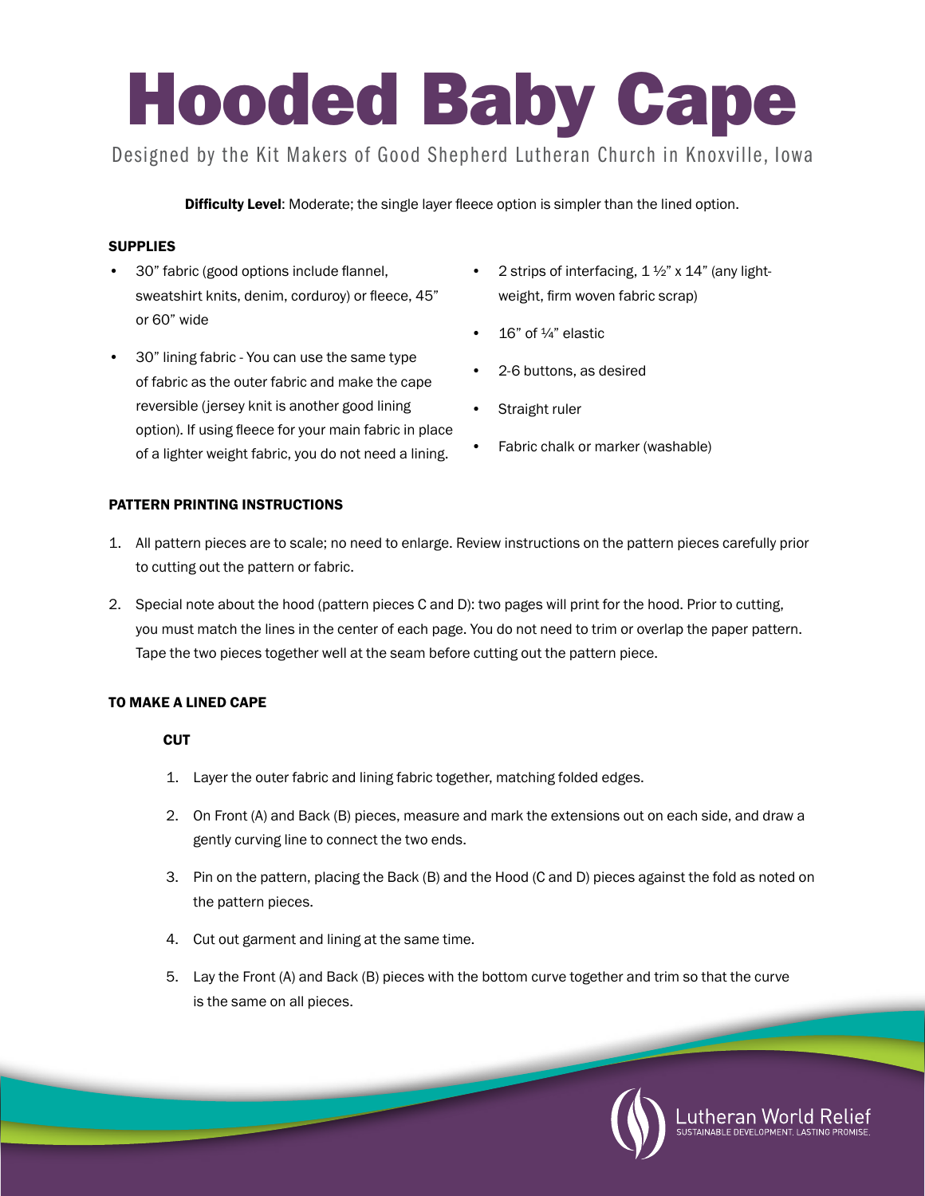# Hooded Baby Cape

Designed by the Kit Makers of Good Shepherd Lutheran Church in Knoxville, Iowa

**Difficulty Level**: Moderate; the single layer fleece option is simpler than the lined option.

## SUPPLIES

- 30" fabric (good options include flannel, sweatshirt knits, denim, corduroy) or fleece, 45" or 60" wide
- 30" lining fabric - You can use the same type of fabric as the outer fabric and make the cape reversible (jersey knit is another good lining option). If using fleece for your main fabric in place of a lighter weight fabric, you do not need a lining.
- 2 strips of interfacing, 1 ½" x 14" (any light-weight, firm woven fabric scrap)
- 16" of ¼" elastic
- 2-6 buttons, as desired
- Straight ruler
- Fabric chalk or marker (washable)

## PATTERN PRINTING INSTRUCTIONS

1. All pattern pieces are to scale; no need to enlarge. Review instructions on the pattern pieces carefully prior to cutting out the pattern or fabric.
2. Special note about the hood (pattern pieces C and D): two pages will print for the hood. Prior to cutting, you must match the lines in the center of each page. You do not need to trim or overlap the paper pattern. Tape the two pieces together well at the seam before cutting out the pattern piece.

## TO MAKE A LINED CAPE

### CUT

1. Layer the outer fabric and lining fabric together, matching folded edges.
2. On Front (A) and Back (B) pieces, measure and mark the extensions out on each side, and draw a gently curving line to connect the two ends.
3. Pin on the pattern, placing the Back (B) and the Hood (C and D) pieces against the fold as noted on the pattern pieces.
4. Cut out garment and lining at the same time.
5. Lay the Front (A) and Back (B) pieces with the bottom curve together and trim so that the curve is the same on all pieces.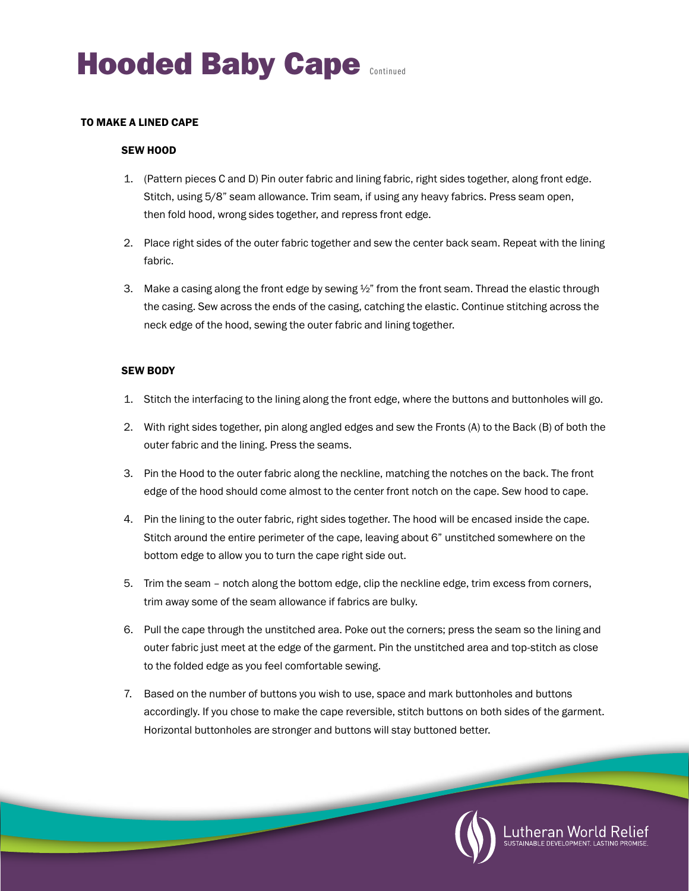# Hooded Baby Cape Continued

**TO MAKE A LINED CAPE**

**SEW HOOD**

1. (Pattern pieces C and D) Pin outer fabric and lining fabric, right sides together, along front edge. Stitch, using 5/8" seam allowance. Trim seam, if using any heavy fabrics. Press seam open, then fold hood, wrong sides together, and repress front edge.
2. Place right sides of the outer fabric together and sew the center back seam. Repeat with the lining fabric.
3. Make a casing along the front edge by sewing ½" from the front seam. Thread the elastic through the casing. Sew across the ends of the casing, catching the elastic. Continue stitching across the neck edge of the hood, sewing the outer fabric and lining together.

**SEW BODY**

1. Stitch the interfacing to the lining along the front edge, where the buttons and buttonholes will go.
2. With right sides together, pin along angled edges and sew the Fronts (A) to the Back (B) of both the outer fabric and the lining. Press the seams.
3. Pin the Hood to the outer fabric along the neckline, matching the notches on the back. The front edge of the hood should come almost to the center front notch on the cape. Sew hood to cape.
4. Pin the lining to the outer fabric, right sides together. The hood will be encased inside the cape. Stitch around the entire perimeter of the cape, leaving about 6" unstitched somewhere on the bottom edge to allow you to turn the cape right side out.
5. Trim the seam – notch along the bottom edge, clip the neckline edge, trim excess from corners, trim away some of the seam allowance if fabrics are bulky.
6. Pull the cape through the unstitched area. Poke out the corners; press the seam so the lining and outer fabric just meet at the edge of the garment. Pin the unstitched area and top-stitch as close to the folded edge as you feel comfortable sewing.
7. Based on the number of buttons you wish to use, space and mark buttonholes and buttons accordingly. If you chose to make the cape reversible, stitch buttons on both sides of the garment. Horizontal buttonholes are stronger and buttons will stay buttoned better.

Lutheran World Relief
SUSTAINABLE DEVELOPMENT. LASTING PROMISE.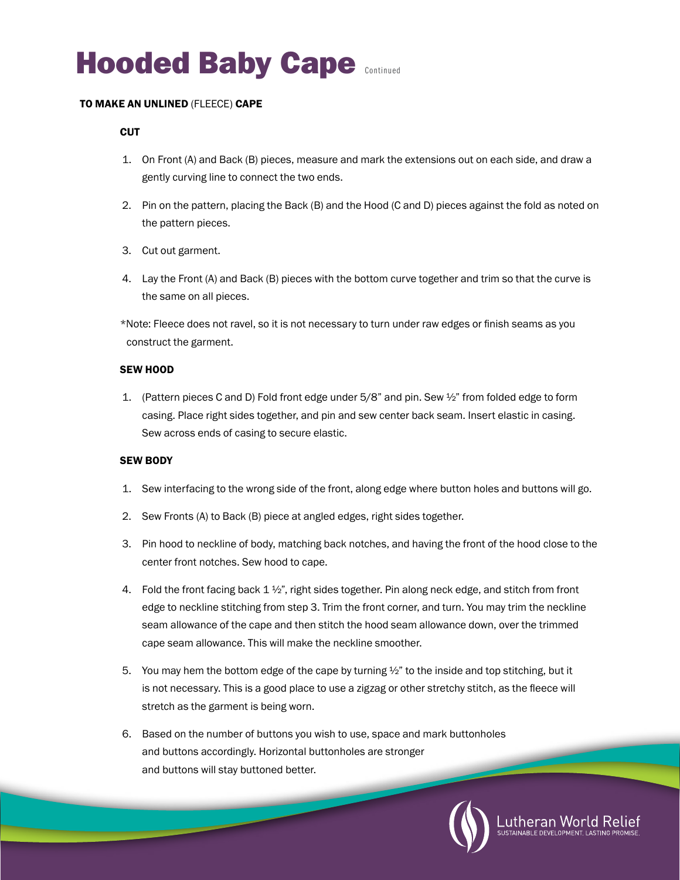# Hooded Baby Cape Continued

**TO MAKE AN UNLINED** (FLEECE) **CAPE**

### CUT

1. On Front (A) and Back (B) pieces, measure and mark the extensions out on each side, and draw a gently curving line to connect the two ends.
2. Pin on the pattern, placing the Back (B) and the Hood (C and D) pieces against the fold as noted on the pattern pieces.
3. Cut out garment.
4. Lay the Front (A) and Back (B) pieces with the bottom curve together and trim so that the curve is the same on all pieces.

*Note: Fleece does not ravel, so it is not necessary to turn under raw edges or finish seams as you construct the garment.

### SEW HOOD

1. (Pattern pieces C and D) Fold front edge under 5/8" and pin. Sew ½" from folded edge to form casing. Place right sides together, and pin and sew center back seam. Insert elastic in casing. Sew across ends of casing to secure elastic.

### SEW BODY

1. Sew interfacing to the wrong side of the front, along edge where button holes and buttons will go.
2. Sew Fronts (A) to Back (B) piece at angled edges, right sides together.
3. Pin hood to neckline of body, matching back notches, and having the front of the hood close to the center front notches. Sew hood to cape.
4. Fold the front facing back 1 ½", right sides together. Pin along neck edge, and stitch from front edge to neckline stitching from step 3. Trim the front corner, and turn. You may trim the neckline seam allowance of the cape and then stitch the hood seam allowance down, over the trimmed cape seam allowance. This will make the neckline smoother.
5. You may hem the bottom edge of the cape by turning ½" to the inside and top stitching, but it is not necessary. This is a good place to use a zigzag or other stretchy stitch, as the fleece will stretch as the garment is being worn.
6. Based on the number of buttons you wish to use, space and mark buttonholes and buttons accordingly. Horizontal buttonholes are stronger and buttons will stay buttoned better.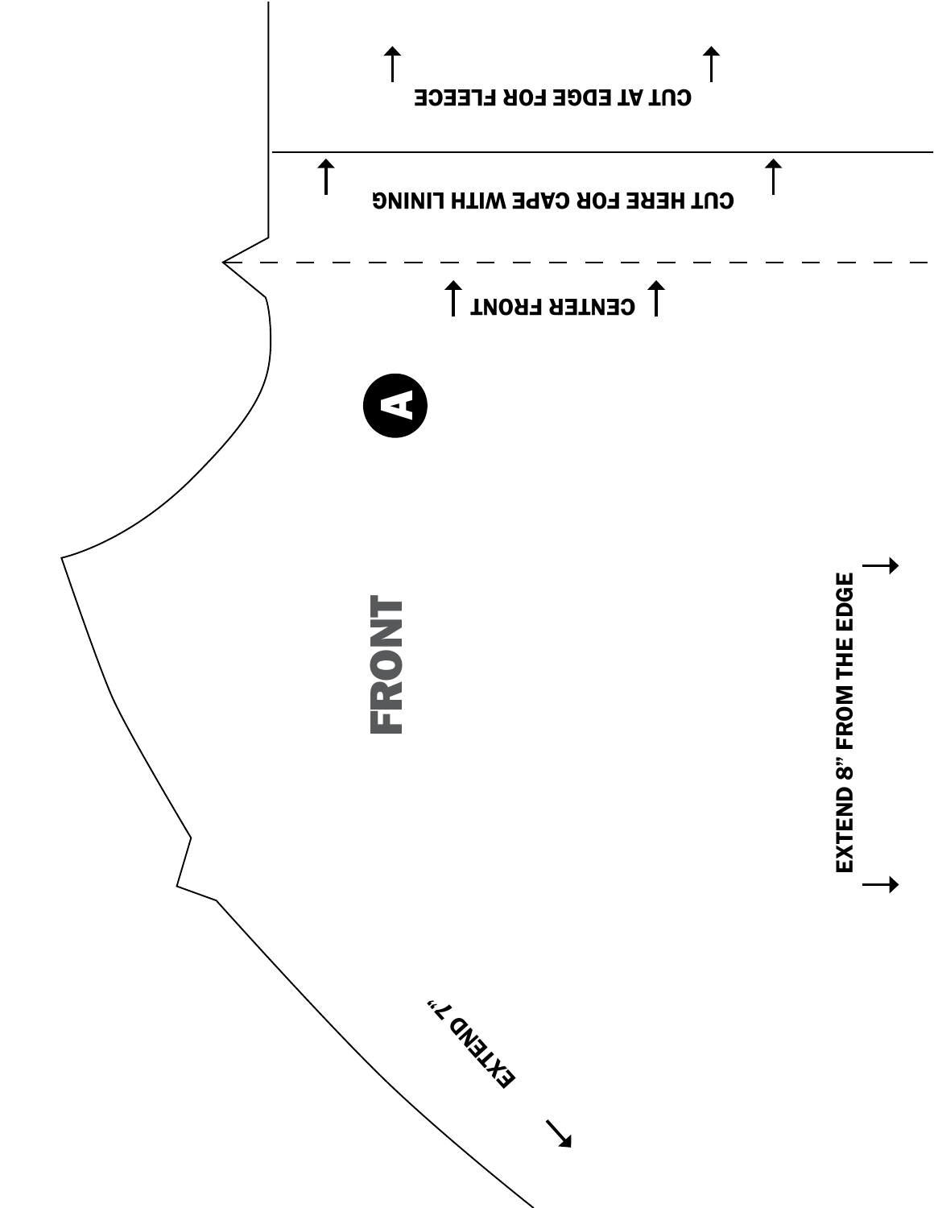CUT AT EDGE FOR FLEECE

CUT HERE FOR CAPE WITH LINING

CENTER FRONT

A

FRONT

EXTEND 8" FROM THE EDGE

EXTEND 7"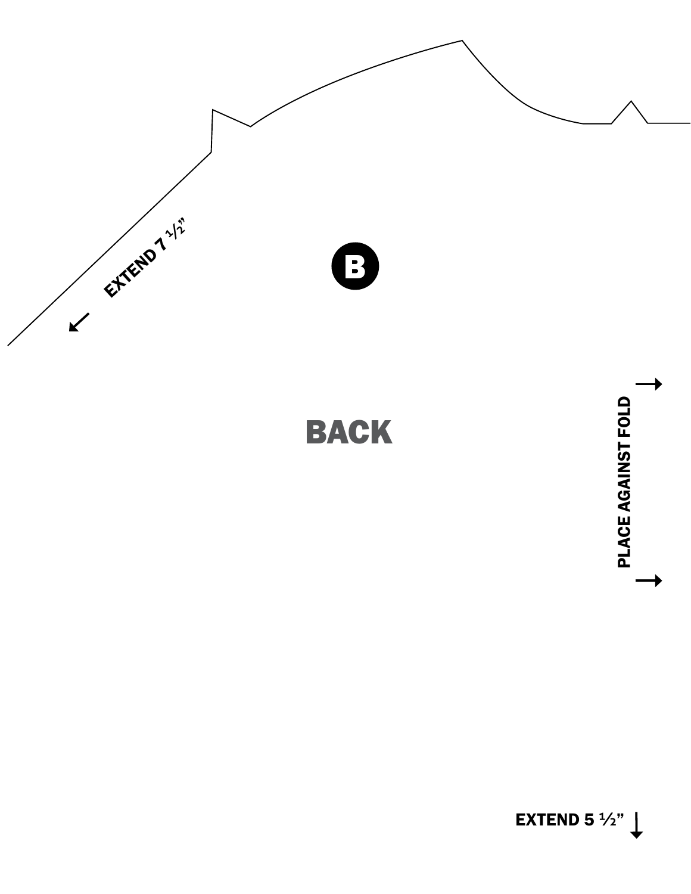EXTEND 7 ½"

**B**

**BACK**

PLACE AGAINST FOLD

EXTEND 5 ½"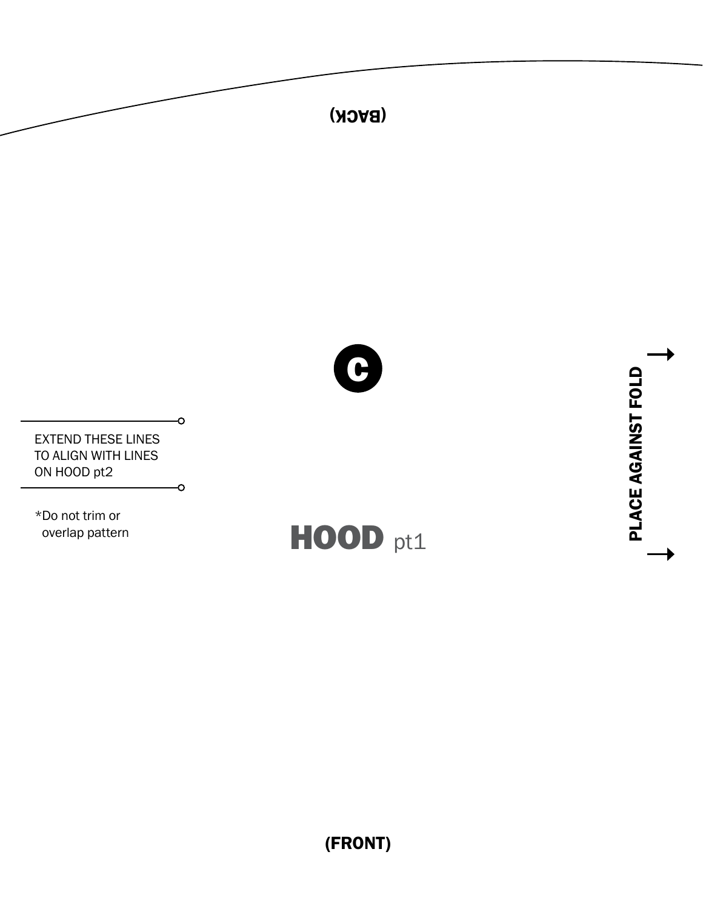(BACK)

C

EXTEND THESE LINES TO ALIGN WITH LINES ON HOOD pt2

*Do not trim or overlap pattern

**HOOD** pt1

**PLACE AGAINST FOLD**

**(FRONT)**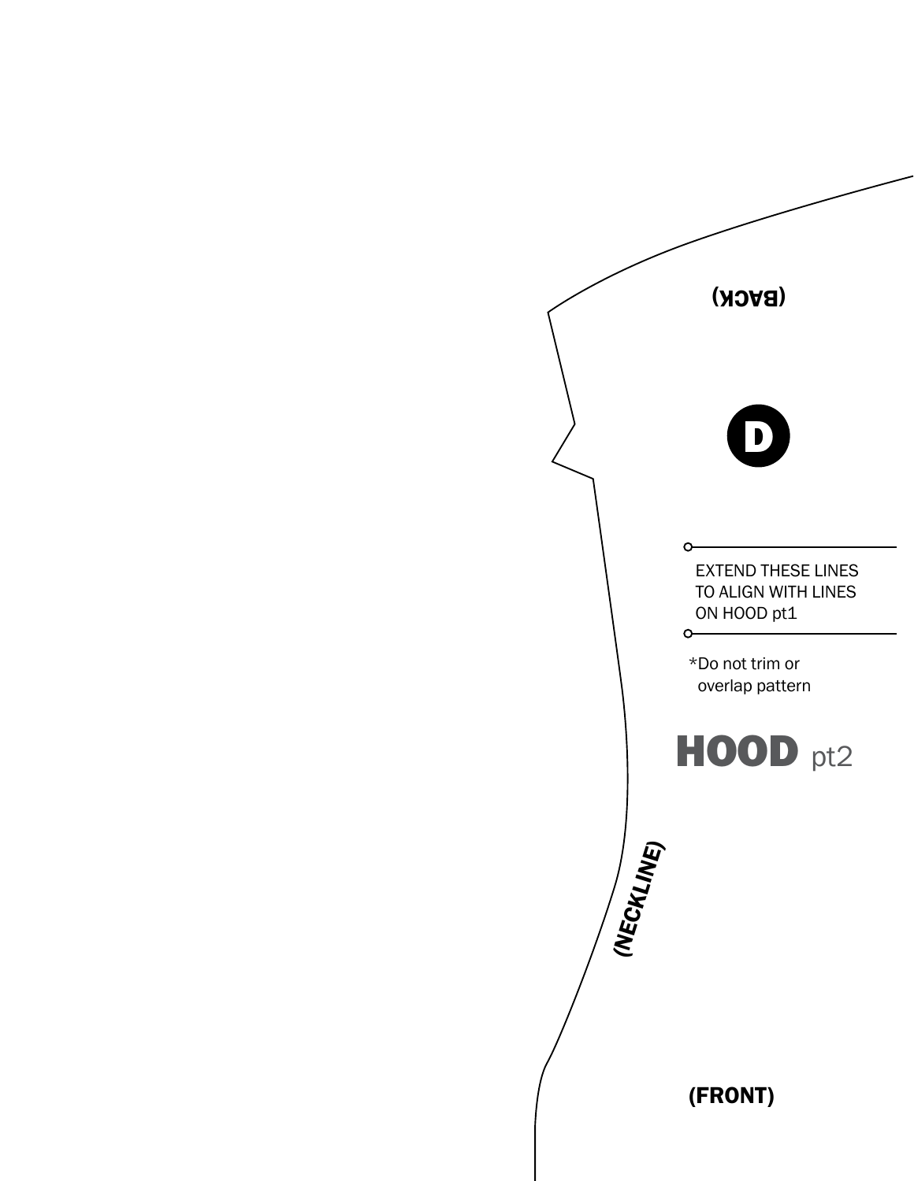(BACK)

D

EXTEND THESE LINES TO ALIGN WITH LINES ON HOOD pt1

*Do not trim or overlap pattern

**HOOD** pt2

*(NECKLINE)*

**(FRONT)**